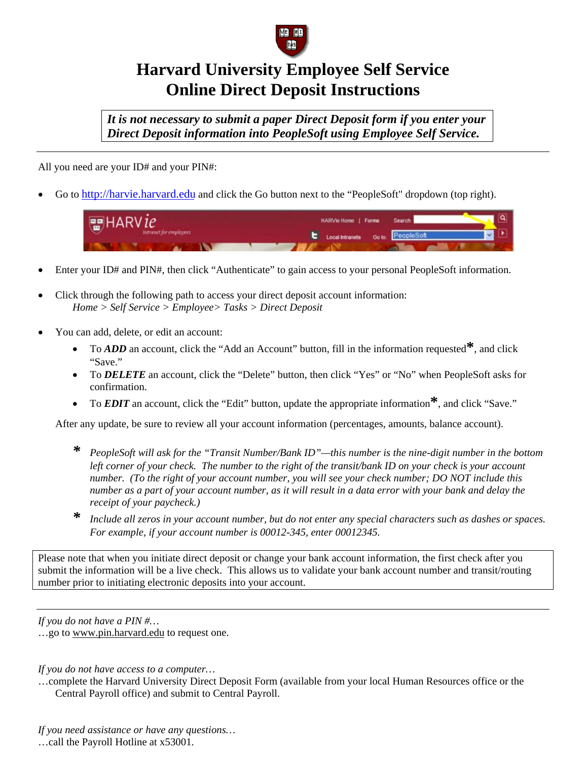# Harvard University Employee Self Service
# Online Direct Deposit Instructions

***It is not necessary to submit a paper Direct Deposit form if you enter your Direct Deposit information into PeopleSoft using Employee Self Service.***

---

All you need are your ID# and your PIN#:

- Go to http://harvie.harvard.edu and click the Go button next to the "PeopleSoft" dropdown (top right).

- Enter your ID# and PIN#, then click "Authenticate" to gain access to your personal PeopleSoft information.

- Click through the following path to access your direct deposit account information:
  *Home > Self Service > Employee> Tasks > Direct Deposit*

- You can add, delete, or edit an account:
  - To ***ADD*** an account, click the "Add an Account" button, fill in the information requested*, and click "Save."
  - To ***DELETE*** an account, click the "Delete" button, then click "Yes" or "No" when PeopleSoft asks for confirmation.
  - To ***EDIT*** an account, click the "Edit" button, update the appropriate information*, and click "Save."

  After any update, be sure to review all your account information (percentages, amounts, balance account).

  \* *PeopleSoft will ask for the "Transit Number/Bank ID"—this number is the nine-digit number in the bottom left corner of your check. The number to the right of the transit/bank ID on your check is your account number. (To the right of your account number, you will see your check number; DO NOT include this number as a part of your account number, as it will result in a data error with your bank and delay the receipt of your paycheck.)*

  \* *Include all zeros in your account number, but do not enter any special characters such as dashes or spaces. For example, if your account number is 00012-345, enter 00012345.*

Please note that when you initiate direct deposit or change your bank account information, the first check after you submit the information will be a live check. This allows us to validate your bank account number and transit/routing number prior to initiating electronic deposits into your account.

---

*If you do not have a PIN #…*
…go to www.pin.harvard.edu to request one.

*If you do not have access to a computer…*
…complete the Harvard University Direct Deposit Form (available from your local Human Resources office or the Central Payroll office) and submit to Central Payroll.

*If you need assistance or have any questions…*
…call the Payroll Hotline at x53001.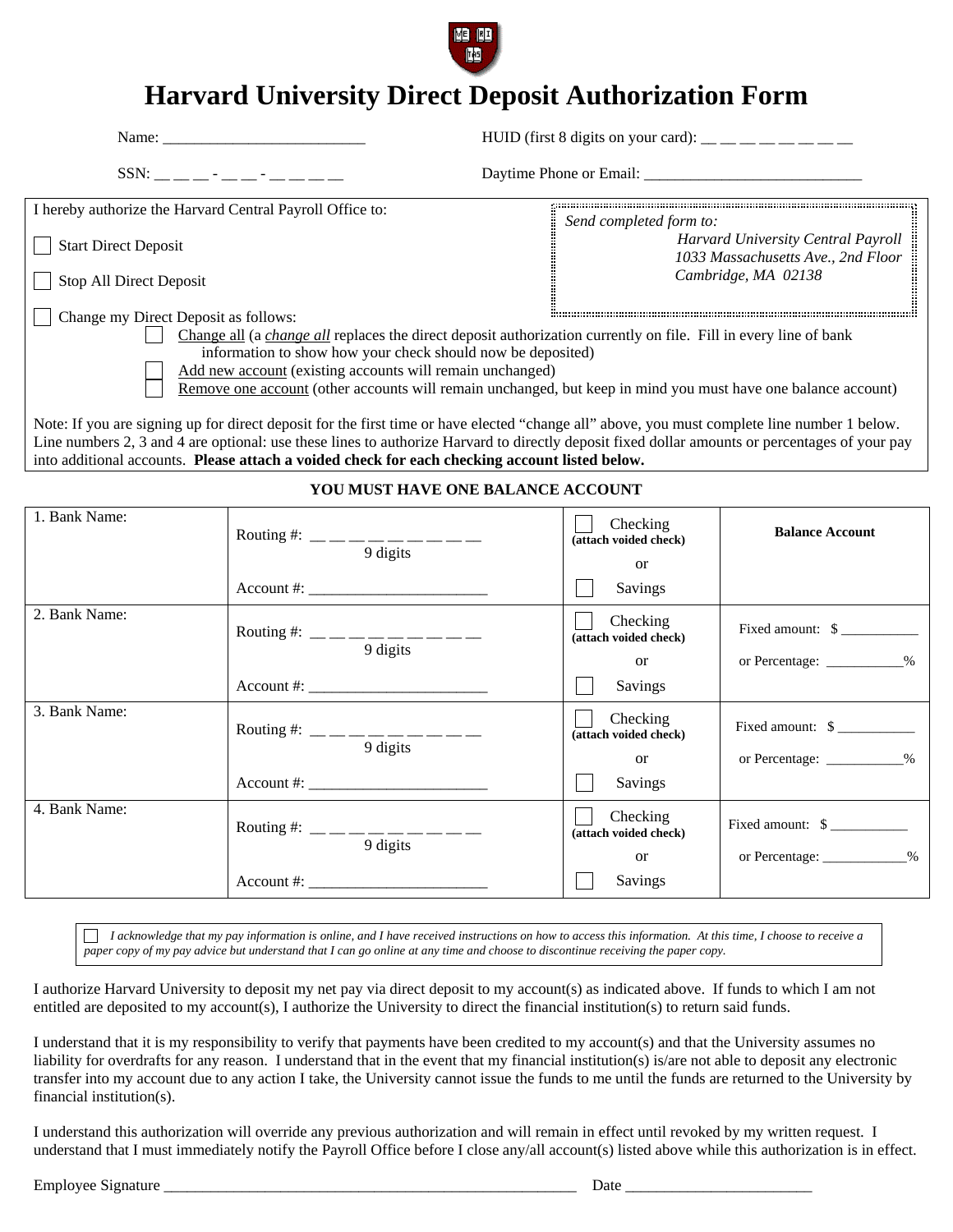# Harvard University Direct Deposit Authorization Form

Name: __________________________ HUID (first 8 digits on your card): __ __ __ __ __ __ __ __

SSN: __ __ __ - __ __ - __ __ __ __ Daytime Phone or Email: ____________________________

I hereby authorize the Harvard Central Payroll Office to:

*Send completed form to:*
*Harvard University Central Payroll*
*1033 Massachusetts Ave., 2nd Floor*
*Cambridge, MA 02138*

☐ Start Direct Deposit

☐ Stop All Direct Deposit

☐ Change my Direct Deposit as follows:

- ☐ Change all (a *change all* replaces the direct deposit authorization currently on file. Fill in every line of bank information to show how your check should now be deposited)
- ☐ Add new account (existing accounts will remain unchanged)
- ☐ Remove one account (other accounts will remain unchanged, but keep in mind you must have one balance account)

Note: If you are signing up for direct deposit for the first time or have elected "change all" above, you must complete line number 1 below. Line numbers 2, 3 and 4 are optional: use these lines to authorize Harvard to directly deposit fixed dollar amounts or percentages of your pay into additional accounts. **Please attach a voided check for each checking account listed below.**

**YOU MUST HAVE ONE BALANCE ACCOUNT**

| | | | |
|---|---|---|---|
| 1. Bank Name: | Routing #: __ __ __ __ __ __ __ __ __ (9 digits)<br>Account #: _______________________ | ☐ Checking **(attach voided check)**<br>or<br>☐ Savings | **Balance Account** |
| 2. Bank Name: | Routing #: __ __ __ __ __ __ __ __ __ (9 digits)<br>Account #: _______________________ | ☐ Checking **(attach voided check)**<br>or<br>☐ Savings | Fixed amount: $ ___________<br>or Percentage: ___________% |
| 3. Bank Name: | Routing #: __ __ __ __ __ __ __ __ __ (9 digits)<br>Account #: _______________________ | ☐ Checking **(attach voided check)**<br>or<br>☐ Savings | Fixed amount: $ ___________<br>or Percentage: ___________% |
| 4. Bank Name: | Routing #: __ __ __ __ __ __ __ __ __ (9 digits)<br>Account #: _______________________ | ☐ Checking **(attach voided check)**<br>or<br>☐ Savings | Fixed amount: $ ___________<br>or Percentage: ___________% |

☐ *I acknowledge that my pay information is online, and I have received instructions on how to access this information. At this time, I choose to receive a paper copy of my pay advice but understand that I can go online at any time and choose to discontinue receiving the paper copy.*

I authorize Harvard University to deposit my net pay via direct deposit to my account(s) as indicated above. If funds to which I am not entitled are deposited to my account(s), I authorize the University to direct the financial institution(s) to return said funds.

I understand that it is my responsibility to verify that payments have been credited to my account(s) and that the University assumes no liability for overdrafts for any reason. I understand that in the event that my financial institution(s) is/are not able to deposit any electronic transfer into my account due to any action I take, the University cannot issue the funds to me until the funds are returned to the University by financial institution(s).

I understand this authorization will override any previous authorization and will remain in effect until revoked by my written request. I understand that I must immediately notify the Payroll Office before I close any/all account(s) listed above while this authorization is in effect.

Employee Signature ________________________________________________________ Date ________________________